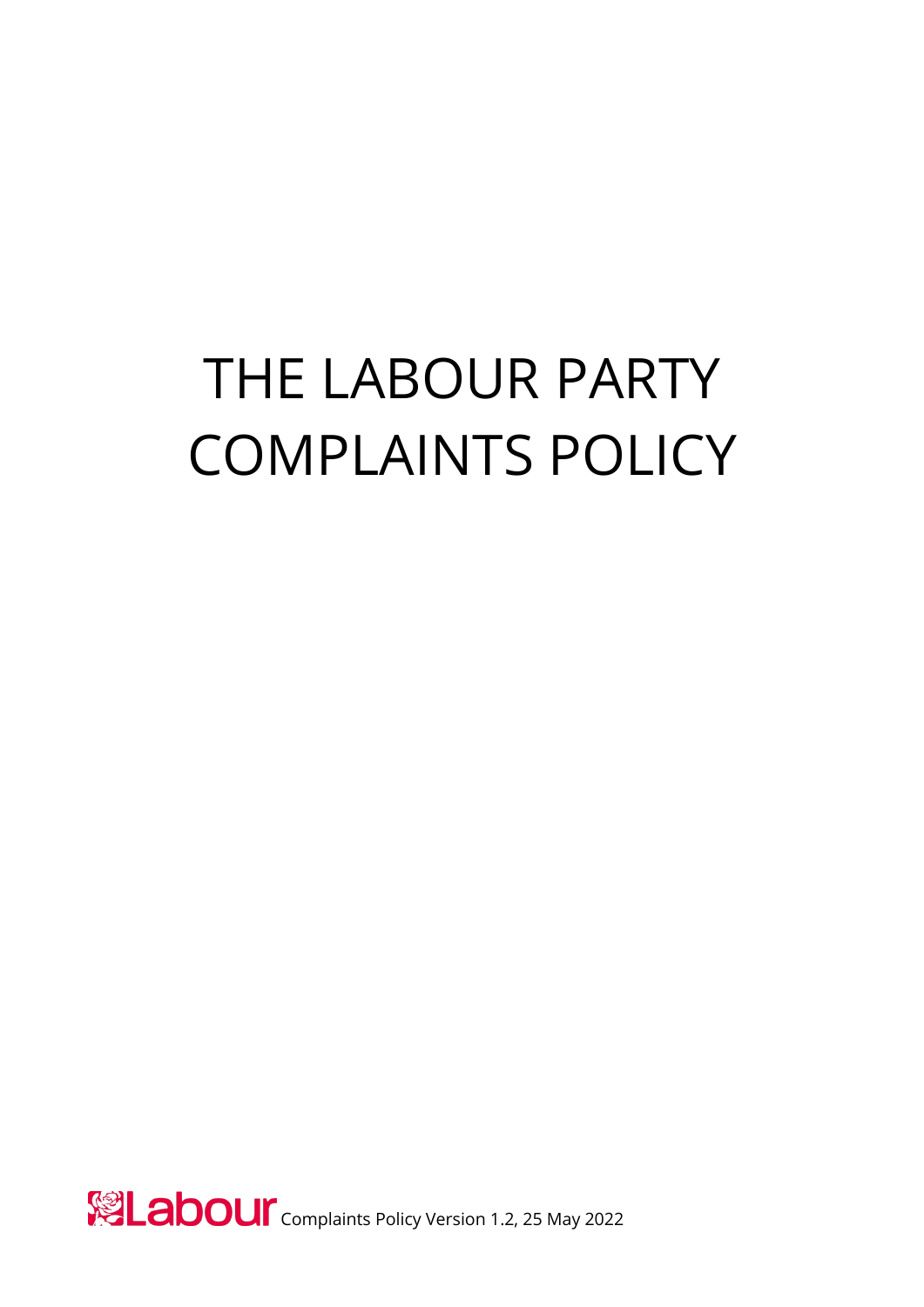# THE LABOUR PARTY COMPLAINTS POLICY

Labour Complaints Policy Version 1.2, 25 May 2022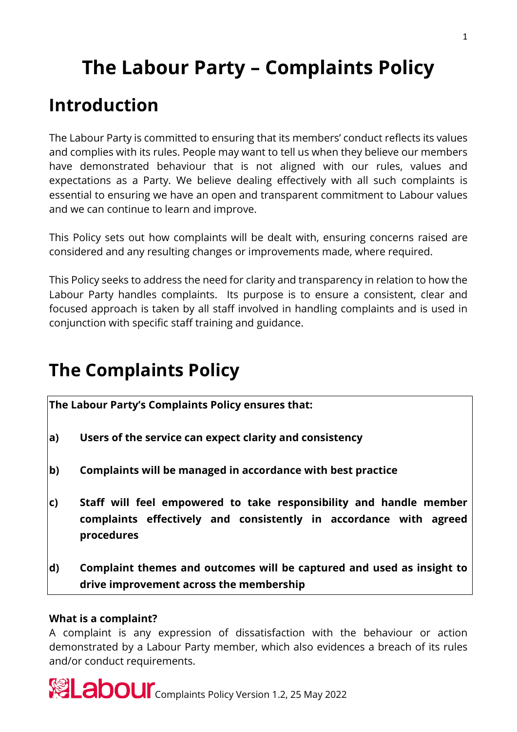# The Labour Party – Complaints Policy

## Introduction

The Labour Party is committed to ensuring that its members' conduct reflects its values and complies with its rules. People may want to tell us when they believe our members have demonstrated behaviour that is not aligned with our rules, values and expectations as a Party. We believe dealing effectively with all such complaints is essential to ensuring we have an open and transparent commitment to Labour values and we can continue to learn and improve.

This Policy sets out how complaints will be dealt with, ensuring concerns raised are considered and any resulting changes or improvements made, where required.

This Policy seeks to address the need for clarity and transparency in relation to how the Labour Party handles complaints. Its purpose is to ensure a consistent, clear and focused approach is taken by all staff involved in handling complaints and is used in conjunction with specific staff training and guidance.

## The Complaints Policy

**The Labour Party's Complaints Policy ensures that:**

**a) Users of the service can expect clarity and consistency**

**b) Complaints will be managed in accordance with best practice**

**c) Staff will feel empowered to take responsibility and handle member complaints effectively and consistently in accordance with agreed procedures**

**d) Complaint themes and outcomes will be captured and used as insight to drive improvement across the membership**

**What is a complaint?**

A complaint is any expression of dissatisfaction with the behaviour or action demonstrated by a Labour Party member, which also evidences a breach of its rules and/or conduct requirements.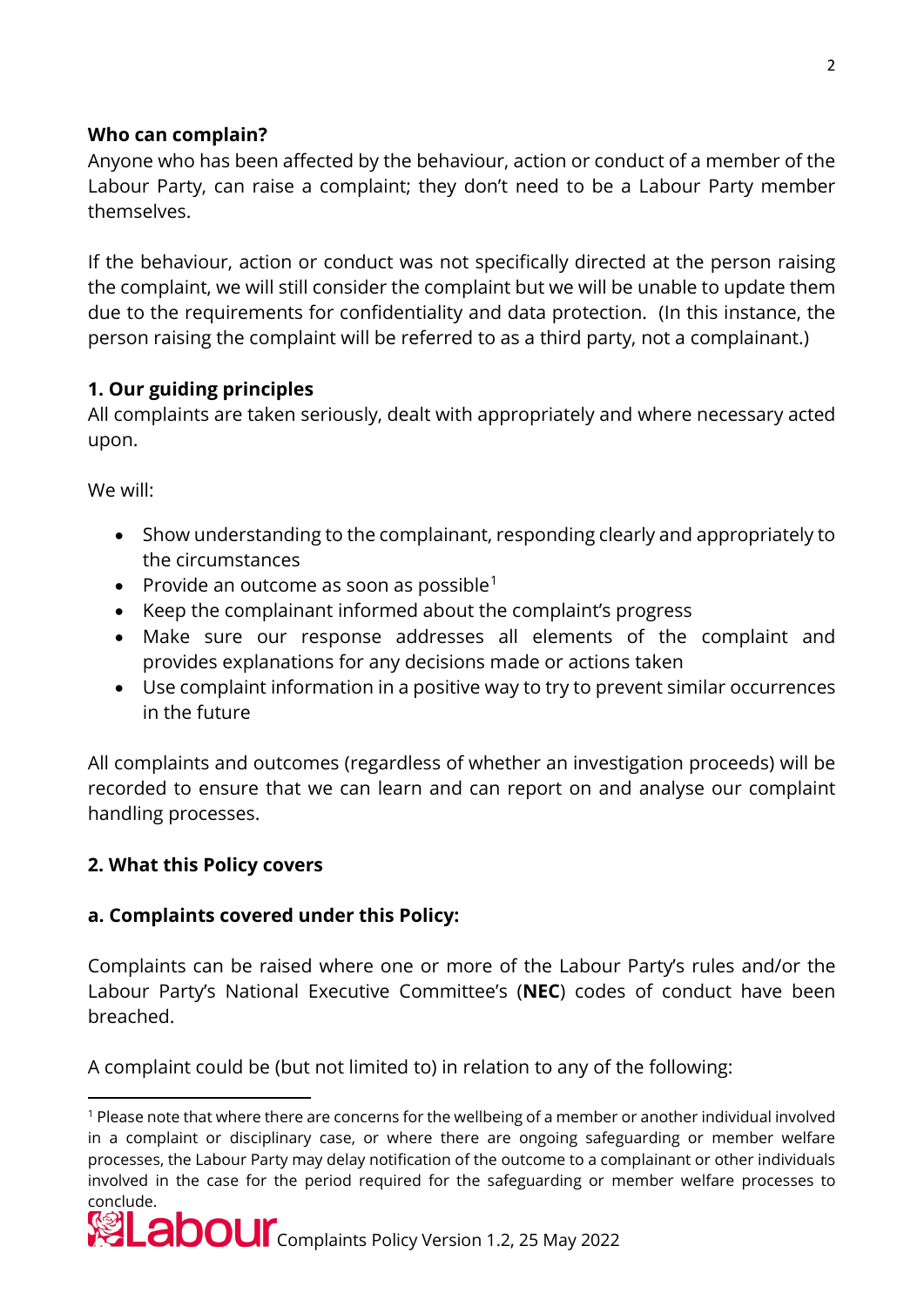**Who can complain?**

Anyone who has been affected by the behaviour, action or conduct of a member of the Labour Party, can raise a complaint; they don't need to be a Labour Party member themselves.

If the behaviour, action or conduct was not specifically directed at the person raising the complaint, we will still consider the complaint but we will be unable to update them due to the requirements for confidentiality and data protection. (In this instance, the person raising the complaint will be referred to as a third party, not a complainant.)

## 1. Our guiding principles

All complaints are taken seriously, dealt with appropriately and where necessary acted upon.

We will:

- Show understanding to the complainant, responding clearly and appropriately to the circumstances
- Provide an outcome as soon as possible[1]
- Keep the complainant informed about the complaint's progress
- Make sure our response addresses all elements of the complaint and provides explanations for any decisions made or actions taken
- Use complaint information in a positive way to try to prevent similar occurrences in the future

All complaints and outcomes (regardless of whether an investigation proceeds) will be recorded to ensure that we can learn and can report on and analyse our complaint handling processes.

## 2. What this Policy covers

### a. Complaints covered under this Policy:

Complaints can be raised where one or more of the Labour Party's rules and/or the Labour Party's National Executive Committee's (**NEC**) codes of conduct have been breached.

A complaint could be (but not limited to) in relation to any of the following:

[1] Please note that where there are concerns for the wellbeing of a member or another individual involved in a complaint or disciplinary case, or where there are ongoing safeguarding or member welfare processes, the Labour Party may delay notification of the outcome to a complainant or other individuals involved in the case for the period required for the safeguarding or member welfare processes to conclude.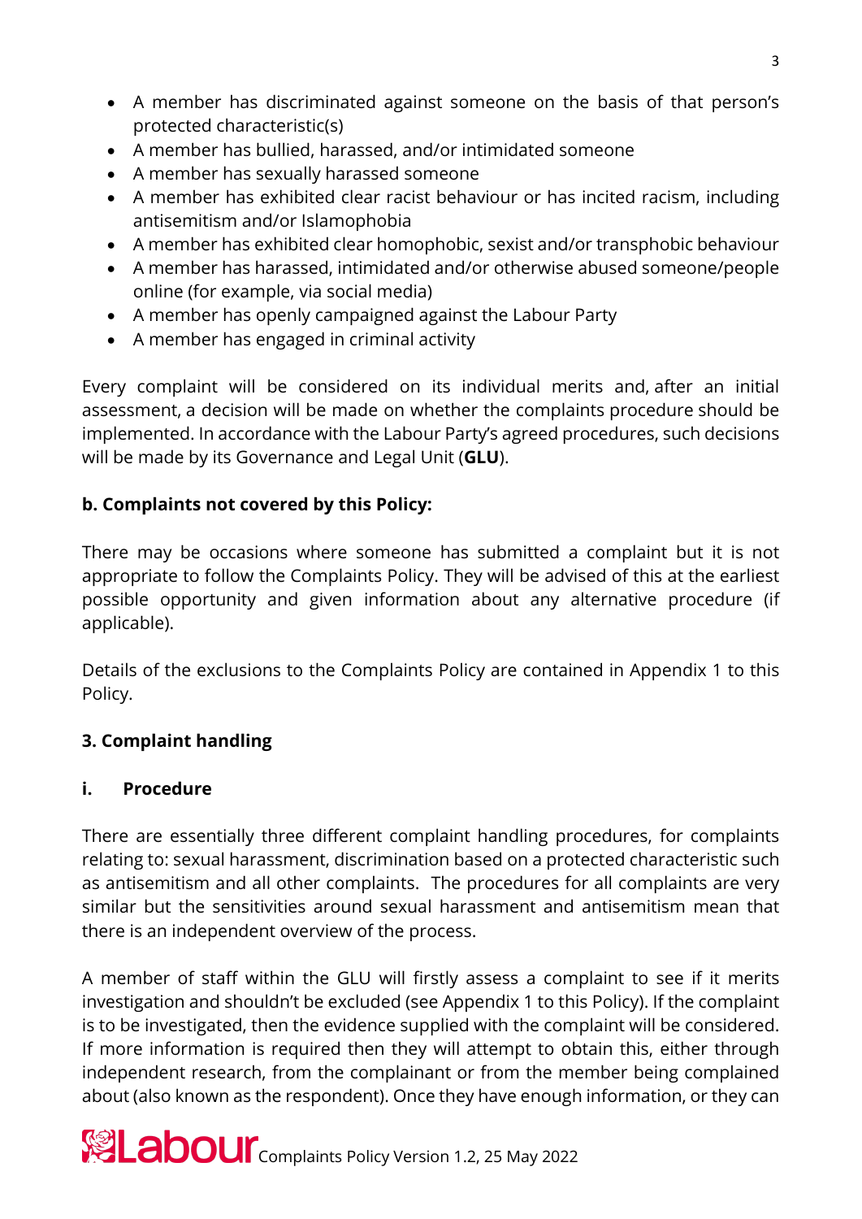- A member has discriminated against someone on the basis of that person's protected characteristic(s)
- A member has bullied, harassed, and/or intimidated someone
- A member has sexually harassed someone
- A member has exhibited clear racist behaviour or has incited racism, including antisemitism and/or Islamophobia
- A member has exhibited clear homophobic, sexist and/or transphobic behaviour
- A member has harassed, intimidated and/or otherwise abused someone/people online (for example, via social media)
- A member has openly campaigned against the Labour Party
- A member has engaged in criminal activity

Every complaint will be considered on its individual merits and, after an initial assessment, a decision will be made on whether the complaints procedure should be implemented. In accordance with the Labour Party's agreed procedures, such decisions will be made by its Governance and Legal Unit (**GLU**).

**b. Complaints not covered by this Policy:**

There may be occasions where someone has submitted a complaint but it is not appropriate to follow the Complaints Policy. They will be advised of this at the earliest possible opportunity and given information about any alternative procedure (if applicable).

Details of the exclusions to the Complaints Policy are contained in Appendix 1 to this Policy.

## 3. Complaint handling

### i. Procedure

There are essentially three different complaint handling procedures, for complaints relating to: sexual harassment, discrimination based on a protected characteristic such as antisemitism and all other complaints. The procedures for all complaints are very similar but the sensitivities around sexual harassment and antisemitism mean that there is an independent overview of the process.

A member of staff within the GLU will firstly assess a complaint to see if it merits investigation and shouldn't be excluded (see Appendix 1 to this Policy). If the complaint is to be investigated, then the evidence supplied with the complaint will be considered. If more information is required then they will attempt to obtain this, either through independent research, from the complainant or from the member being complained about (also known as the respondent). Once they have enough information, or they can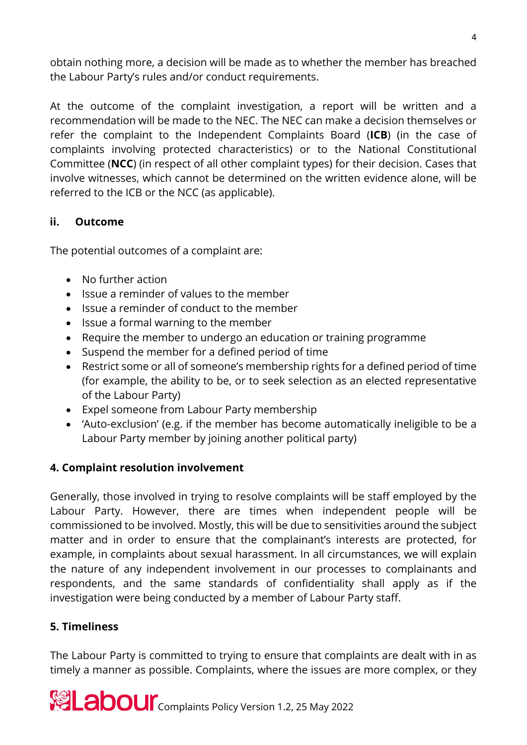obtain nothing more, a decision will be made as to whether the member has breached the Labour Party's rules and/or conduct requirements.

At the outcome of the complaint investigation, a report will be written and a recommendation will be made to the NEC. The NEC can make a decision themselves or refer the complaint to the Independent Complaints Board (**ICB**) (in the case of complaints involving protected characteristics) or to the National Constitutional Committee (**NCC**) (in respect of all other complaint types) for their decision. Cases that involve witnesses, which cannot be determined on the written evidence alone, will be referred to the ICB or the NCC (as applicable).

### ii. Outcome

The potential outcomes of a complaint are:

- No further action
- Issue a reminder of values to the member
- Issue a reminder of conduct to the member
- Issue a formal warning to the member
- Require the member to undergo an education or training programme
- Suspend the member for a defined period of time
- Restrict some or all of someone's membership rights for a defined period of time (for example, the ability to be, or to seek selection as an elected representative of the Labour Party)
- Expel someone from Labour Party membership
- 'Auto-exclusion' (e.g. if the member has become automatically ineligible to be a Labour Party member by joining another political party)

## 4. Complaint resolution involvement

Generally, those involved in trying to resolve complaints will be staff employed by the Labour Party. However, there are times when independent people will be commissioned to be involved. Mostly, this will be due to sensitivities around the subject matter and in order to ensure that the complainant's interests are protected, for example, in complaints about sexual harassment. In all circumstances, we will explain the nature of any independent involvement in our processes to complainants and respondents, and the same standards of confidentiality shall apply as if the investigation were being conducted by a member of Labour Party staff.

## 5. Timeliness

The Labour Party is committed to trying to ensure that complaints are dealt with in as timely a manner as possible. Complaints, where the issues are more complex, or they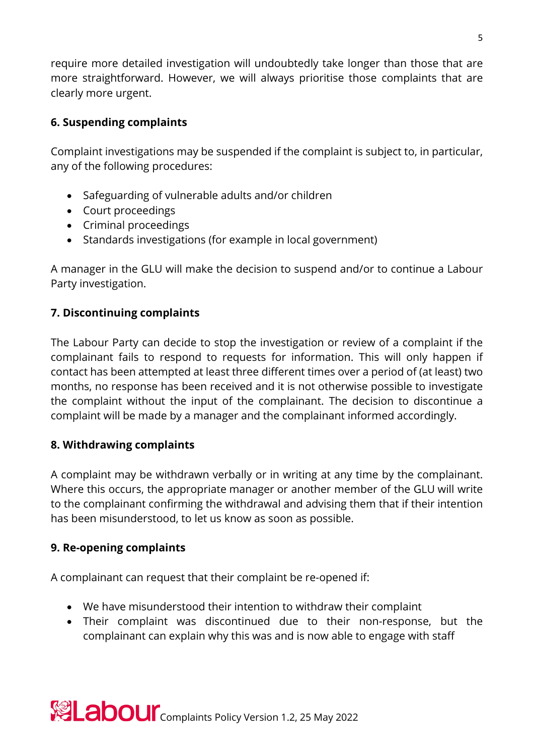require more detailed investigation will undoubtedly take longer than those that are more straightforward. However, we will always prioritise those complaints that are clearly more urgent.

### 6. Suspending complaints

Complaint investigations may be suspended if the complaint is subject to, in particular, any of the following procedures:

- Safeguarding of vulnerable adults and/or children
- Court proceedings
- Criminal proceedings
- Standards investigations (for example in local government)

A manager in the GLU will make the decision to suspend and/or to continue a Labour Party investigation.

### 7. Discontinuing complaints

The Labour Party can decide to stop the investigation or review of a complaint if the complainant fails to respond to requests for information. This will only happen if contact has been attempted at least three different times over a period of (at least) two months, no response has been received and it is not otherwise possible to investigate the complaint without the input of the complainant. The decision to discontinue a complaint will be made by a manager and the complainant informed accordingly.

### 8. Withdrawing complaints

A complaint may be withdrawn verbally or in writing at any time by the complainant. Where this occurs, the appropriate manager or another member of the GLU will write to the complainant confirming the withdrawal and advising them that if their intention has been misunderstood, to let us know as soon as possible.

### 9. Re-opening complaints

A complainant can request that their complaint be re-opened if:

- We have misunderstood their intention to withdraw their complaint
- Their complaint was discontinued due to their non-response, but the complainant can explain why this was and is now able to engage with staff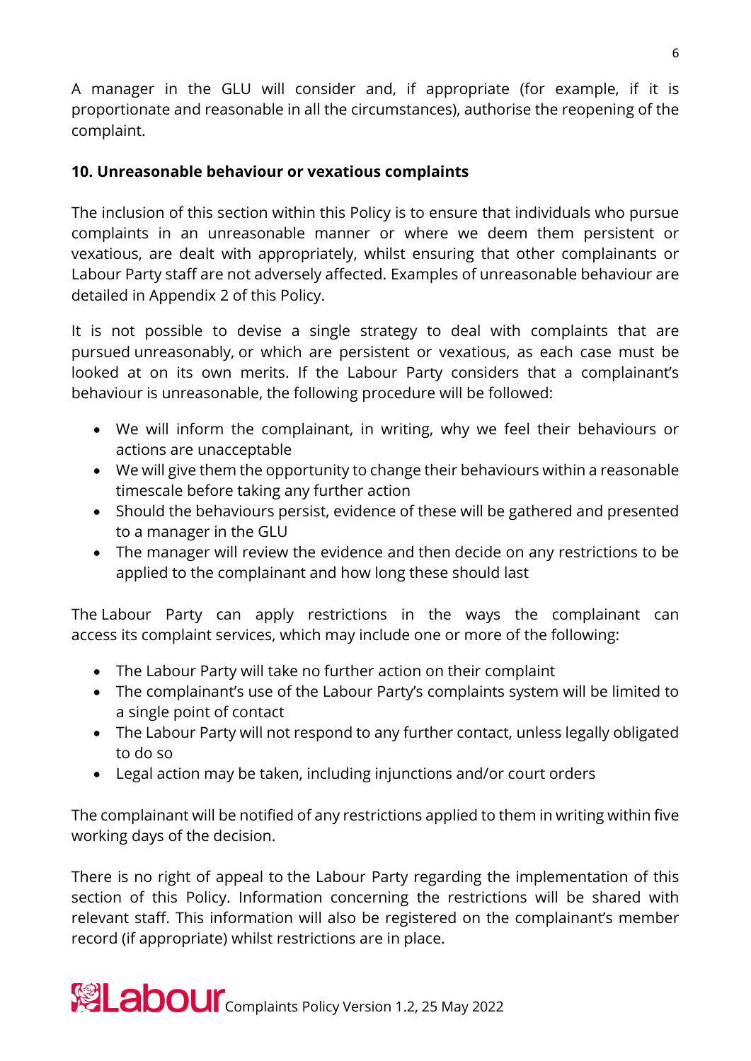A manager in the GLU will consider and, if appropriate (for example, if it is proportionate and reasonable in all the circumstances), authorise the reopening of the complaint.

## 10. Unreasonable behaviour or vexatious complaints

The inclusion of this section within this Policy is to ensure that individuals who pursue complaints in an unreasonable manner or where we deem them persistent or vexatious, are dealt with appropriately, whilst ensuring that other complainants or Labour Party staff are not adversely affected. Examples of unreasonable behaviour are detailed in Appendix 2 of this Policy.

It is not possible to devise a single strategy to deal with complaints that are pursued unreasonably, or which are persistent or vexatious, as each case must be looked at on its own merits. If the Labour Party considers that a complainant's behaviour is unreasonable, the following procedure will be followed:

- We will inform the complainant, in writing, why we feel their behaviours or actions are unacceptable
- We will give them the opportunity to change their behaviours within a reasonable timescale before taking any further action
- Should the behaviours persist, evidence of these will be gathered and presented to a manager in the GLU
- The manager will review the evidence and then decide on any restrictions to be applied to the complainant and how long these should last

The Labour Party can apply restrictions in the ways the complainant can access its complaint services, which may include one or more of the following:

- The Labour Party will take no further action on their complaint
- The complainant's use of the Labour Party's complaints system will be limited to a single point of contact
- The Labour Party will not respond to any further contact, unless legally obligated to do so
- Legal action may be taken, including injunctions and/or court orders

The complainant will be notified of any restrictions applied to them in writing within five working days of the decision.

There is no right of appeal to the Labour Party regarding the implementation of this section of this Policy. Information concerning the restrictions will be shared with relevant staff. This information will also be registered on the complainant's member record (if appropriate) whilst restrictions are in place.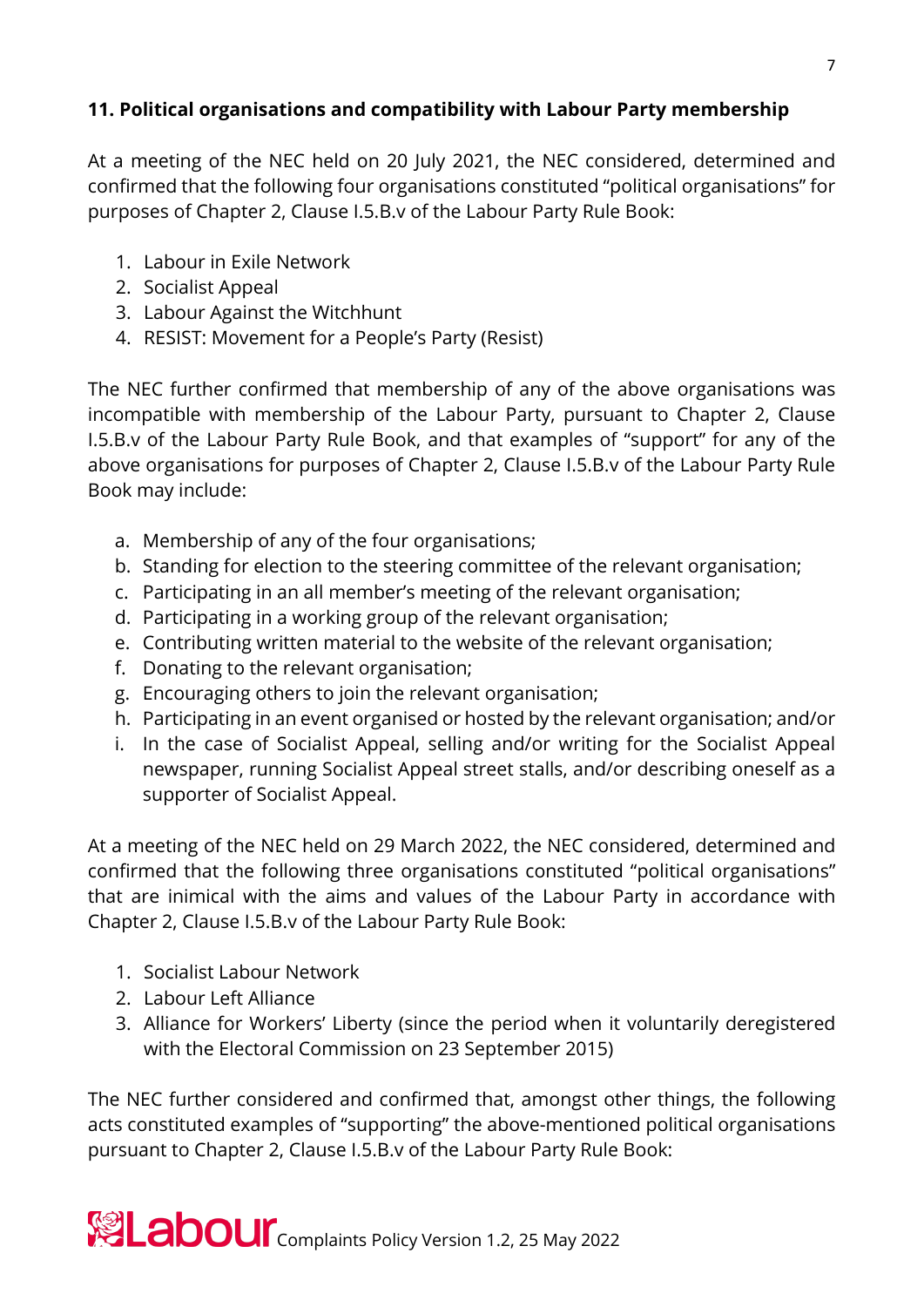### 11. Political organisations and compatibility with Labour Party membership

At a meeting of the NEC held on 20 July 2021, the NEC considered, determined and confirmed that the following four organisations constituted "political organisations" for purposes of Chapter 2, Clause I.5.B.v of the Labour Party Rule Book:

1. Labour in Exile Network
2. Socialist Appeal
3. Labour Against the Witchhunt
4. RESIST: Movement for a People's Party (Resist)

The NEC further confirmed that membership of any of the above organisations was incompatible with membership of the Labour Party, pursuant to Chapter 2, Clause I.5.B.v of the Labour Party Rule Book, and that examples of "support" for any of the above organisations for purposes of Chapter 2, Clause I.5.B.v of the Labour Party Rule Book may include:

a. Membership of any of the four organisations;
b. Standing for election to the steering committee of the relevant organisation;
c. Participating in an all member's meeting of the relevant organisation;
d. Participating in a working group of the relevant organisation;
e. Contributing written material to the website of the relevant organisation;
f. Donating to the relevant organisation;
g. Encouraging others to join the relevant organisation;
h. Participating in an event organised or hosted by the relevant organisation; and/or
i. In the case of Socialist Appeal, selling and/or writing for the Socialist Appeal newspaper, running Socialist Appeal street stalls, and/or describing oneself as a supporter of Socialist Appeal.

At a meeting of the NEC held on 29 March 2022, the NEC considered, determined and confirmed that the following three organisations constituted "political organisations" that are inimical with the aims and values of the Labour Party in accordance with Chapter 2, Clause I.5.B.v of the Labour Party Rule Book:

1. Socialist Labour Network
2. Labour Left Alliance
3. Alliance for Workers' Liberty (since the period when it voluntarily deregistered with the Electoral Commission on 23 September 2015)

The NEC further considered and confirmed that, amongst other things, the following acts constituted examples of "supporting" the above-mentioned political organisations pursuant to Chapter 2, Clause I.5.B.v of the Labour Party Rule Book: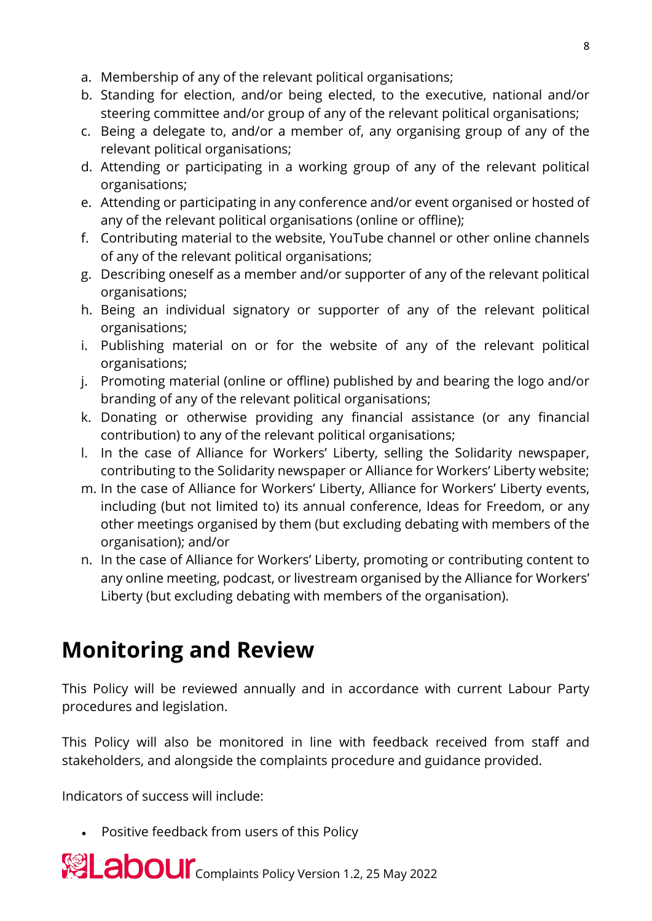a. Membership of any of the relevant political organisations;
b. Standing for election, and/or being elected, to the executive, national and/or steering committee and/or group of any of the relevant political organisations;
c. Being a delegate to, and/or a member of, any organising group of any of the relevant political organisations;
d. Attending or participating in a working group of any of the relevant political organisations;
e. Attending or participating in any conference and/or event organised or hosted of any of the relevant political organisations (online or offline);
f. Contributing material to the website, YouTube channel or other online channels of any of the relevant political organisations;
g. Describing oneself as a member and/or supporter of any of the relevant political organisations;
h. Being an individual signatory or supporter of any of the relevant political organisations;
i. Publishing material on or for the website of any of the relevant political organisations;
j. Promoting material (online or offline) published by and bearing the logo and/or branding of any of the relevant political organisations;
k. Donating or otherwise providing any financial assistance (or any financial contribution) to any of the relevant political organisations;
l. In the case of Alliance for Workers' Liberty, selling the Solidarity newspaper, contributing to the Solidarity newspaper or Alliance for Workers' Liberty website;
m. In the case of Alliance for Workers' Liberty, Alliance for Workers' Liberty events, including (but not limited to) its annual conference, Ideas for Freedom, or any other meetings organised by them (but excluding debating with members of the organisation); and/or
n. In the case of Alliance for Workers' Liberty, promoting or contributing content to any online meeting, podcast, or livestream organised by the Alliance for Workers' Liberty (but excluding debating with members of the organisation).

# Monitoring and Review

This Policy will be reviewed annually and in accordance with current Labour Party procedures and legislation.

This Policy will also be monitored in line with feedback received from staff and stakeholders, and alongside the complaints procedure and guidance provided.

Indicators of success will include:

- Positive feedback from users of this Policy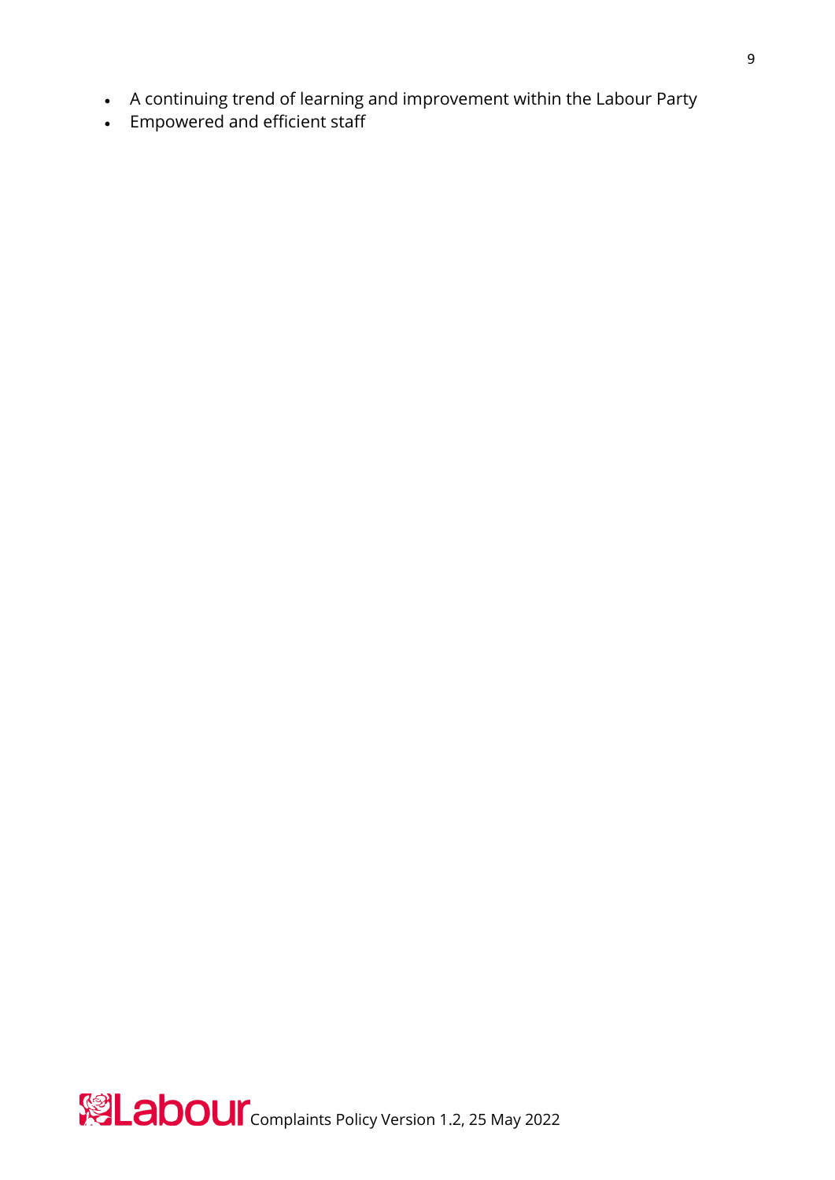- A continuing trend of learning and improvement within the Labour Party
- Empowered and efficient staff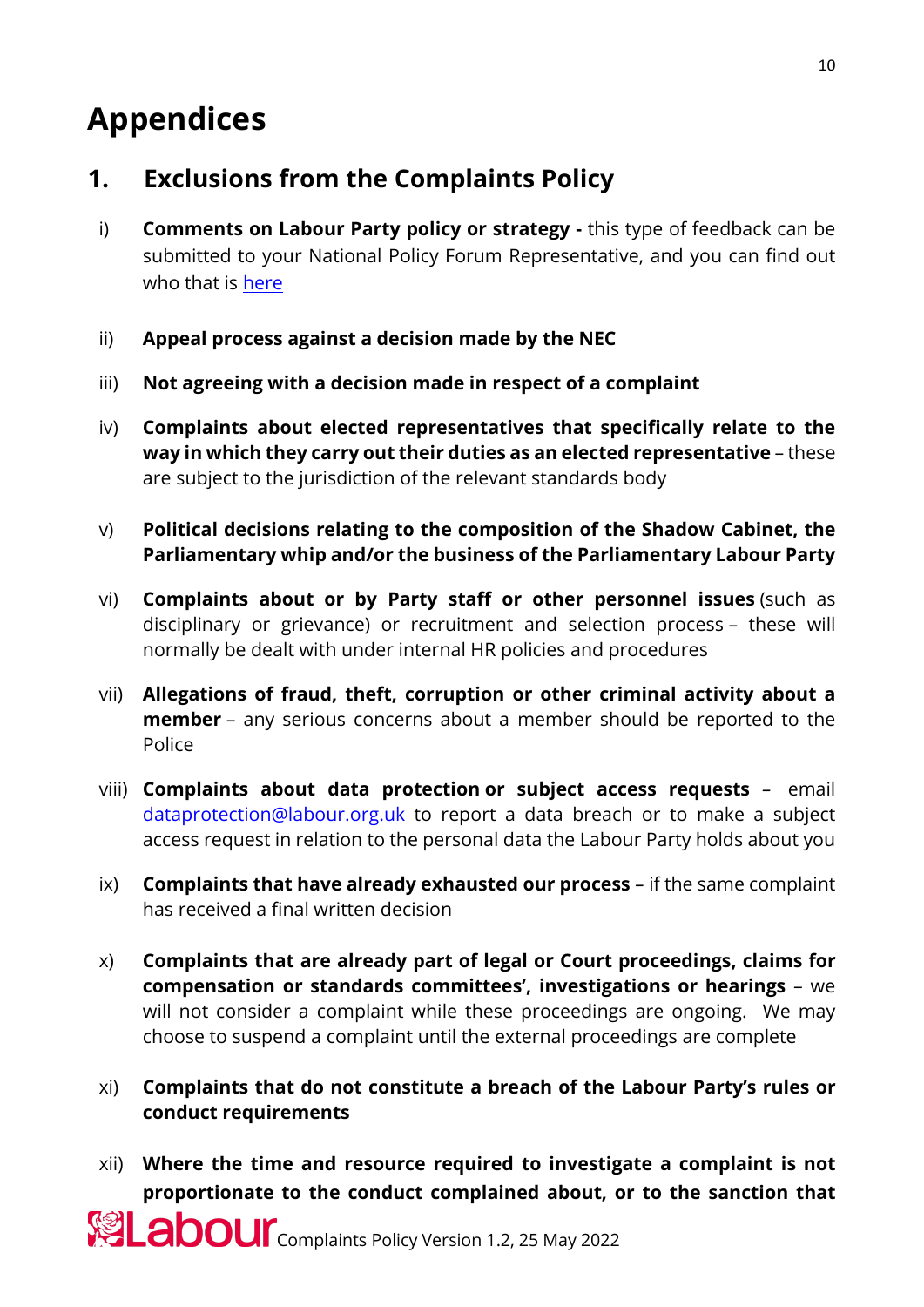# Appendices

## 1. Exclusions from the Complaints Policy

i) **Comments on Labour Party policy or strategy -** this type of feedback can be submitted to your National Policy Forum Representative, and you can find out who that is [here]

ii) **Appeal process against a decision made by the NEC**

iii) **Not agreeing with a decision made in respect of a complaint**

iv) **Complaints about elected representatives that specifically relate to the way in which they carry out their duties as an elected representative** – these are subject to the jurisdiction of the relevant standards body

v) **Political decisions relating to the composition of the Shadow Cabinet, the Parliamentary whip and/or the business of the Parliamentary Labour Party**

vi) **Complaints about or by Party staff or other personnel issues** (such as disciplinary or grievance) or recruitment and selection process – these will normally be dealt with under internal HR policies and procedures

vii) **Allegations of fraud, theft, corruption or other criminal activity about a member** – any serious concerns about a member should be reported to the Police

viii) **Complaints about data protection or subject access requests** – email dataprotection@labour.org.uk to report a data breach or to make a subject access request in relation to the personal data the Labour Party holds about you

ix) **Complaints that have already exhausted our process** – if the same complaint has received a final written decision

x) **Complaints that are already part of legal or Court proceedings, claims for compensation or standards committees', investigations or hearings** – we will not consider a complaint while these proceedings are ongoing. We may choose to suspend a complaint until the external proceedings are complete

xi) **Complaints that do not constitute a breach of the Labour Party's rules or conduct requirements**

xii) **Where the time and resource required to investigate a complaint is not proportionate to the conduct complained about, or to the sanction that**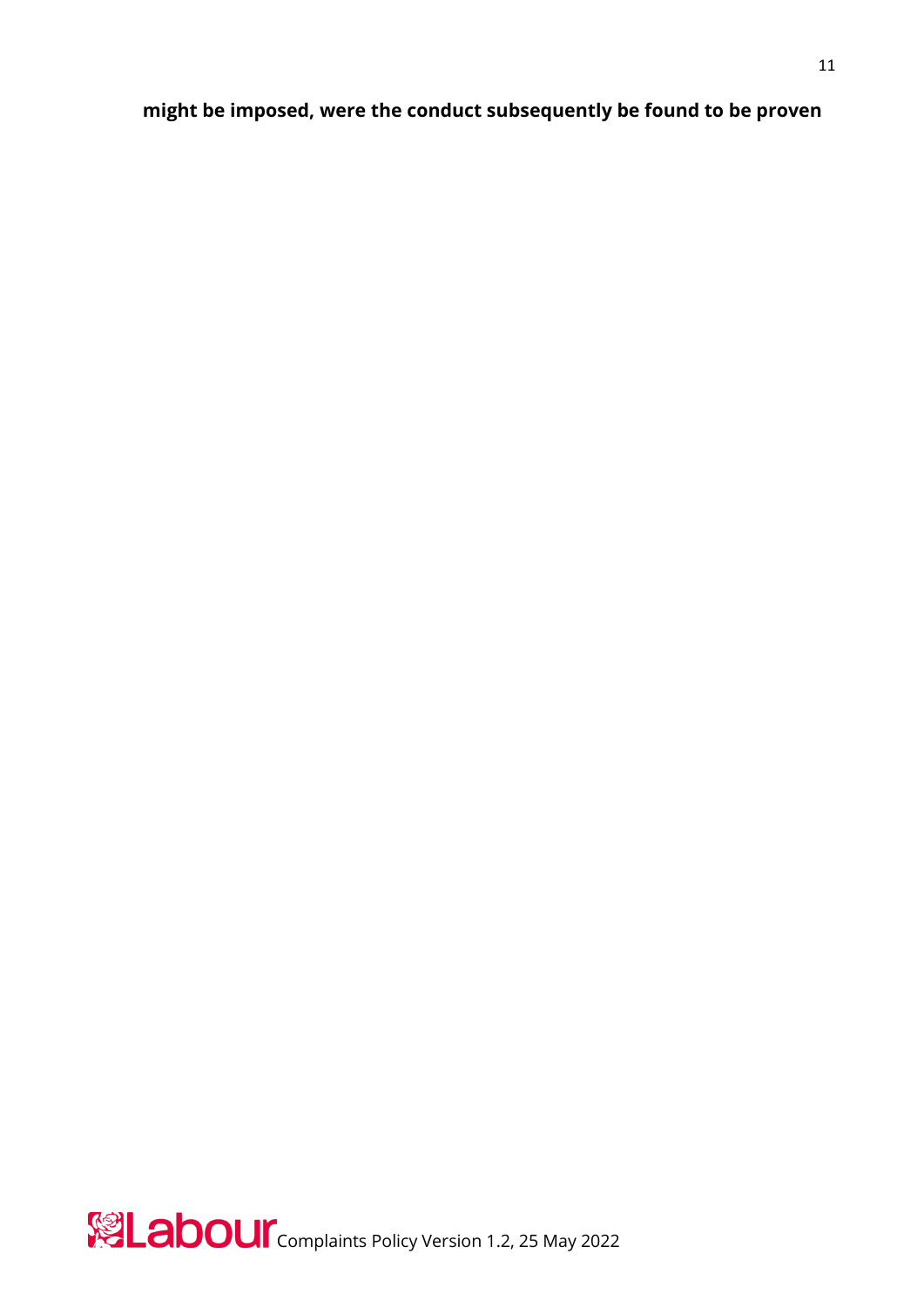**might be imposed, were the conduct subsequently be found to be proven**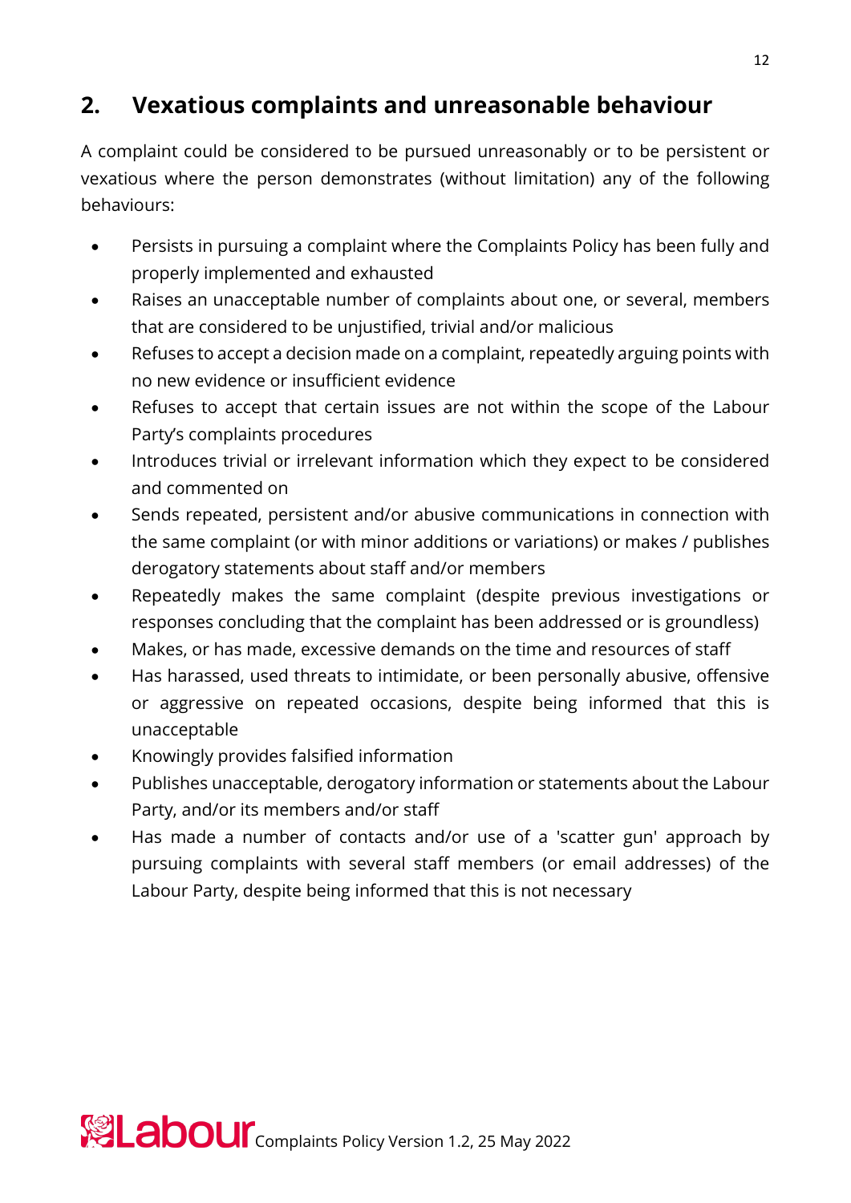## 2. Vexatious complaints and unreasonable behaviour

A complaint could be considered to be pursued unreasonably or to be persistent or vexatious where the person demonstrates (without limitation) any of the following behaviours:

- Persists in pursuing a complaint where the Complaints Policy has been fully and properly implemented and exhausted
- Raises an unacceptable number of complaints about one, or several, members that are considered to be unjustified, trivial and/or malicious
- Refuses to accept a decision made on a complaint, repeatedly arguing points with no new evidence or insufficient evidence
- Refuses to accept that certain issues are not within the scope of the Labour Party's complaints procedures
- Introduces trivial or irrelevant information which they expect to be considered and commented on
- Sends repeated, persistent and/or abusive communications in connection with the same complaint (or with minor additions or variations) or makes / publishes derogatory statements about staff and/or members
- Repeatedly makes the same complaint (despite previous investigations or responses concluding that the complaint has been addressed or is groundless)
- Makes, or has made, excessive demands on the time and resources of staff
- Has harassed, used threats to intimidate, or been personally abusive, offensive or aggressive on repeated occasions, despite being informed that this is unacceptable
- Knowingly provides falsified information
- Publishes unacceptable, derogatory information or statements about the Labour Party, and/or its members and/or staff
- Has made a number of contacts and/or use of a 'scatter gun' approach by pursuing complaints with several staff members (or email addresses) of the Labour Party, despite being informed that this is not necessary